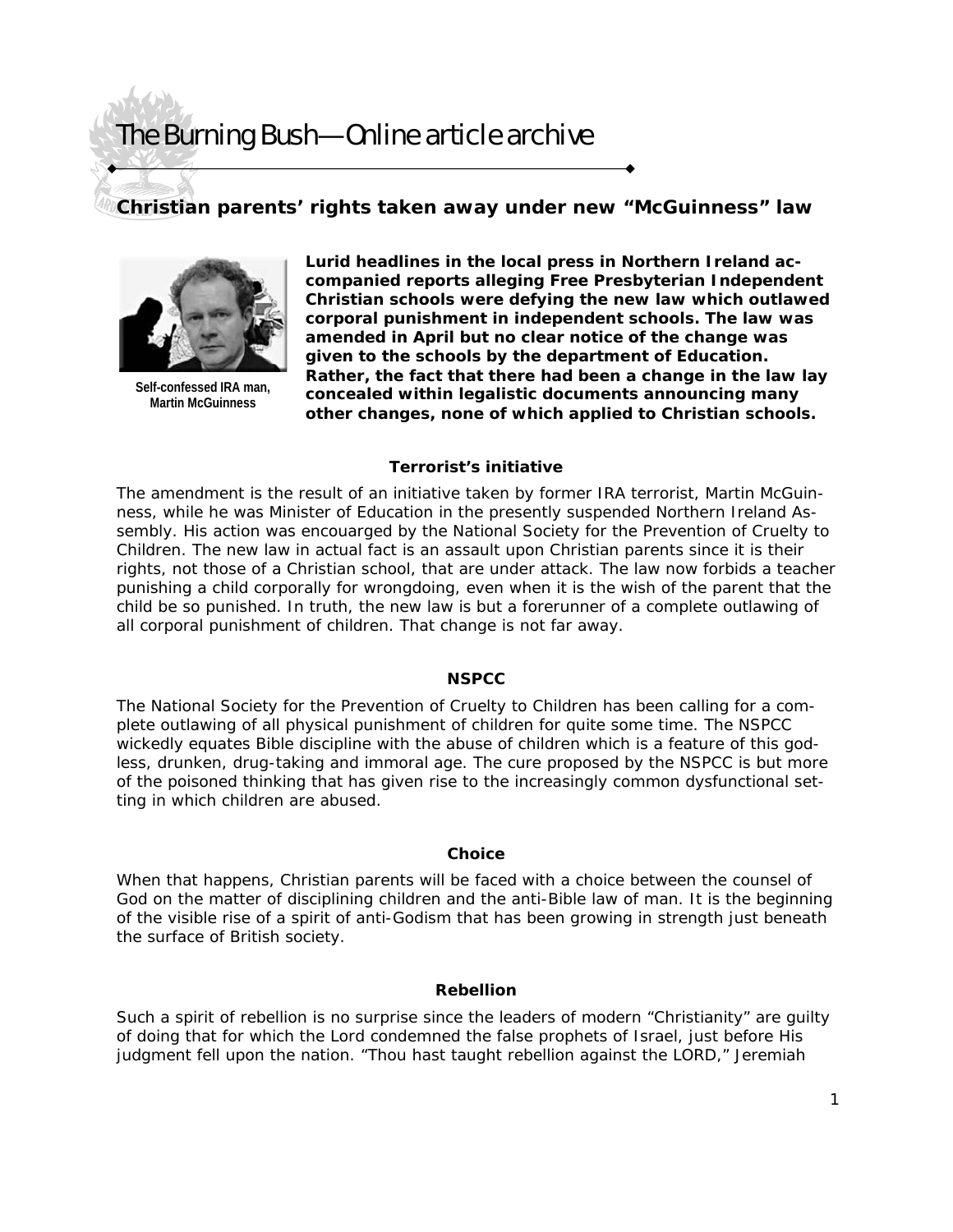# The Burning Bush—Online article archive

## Christian parents' rights taken away under new "McGuinness" law

Self-confessed IRA man, Martin McGuinness

**Lurid headlines in the local press in Northern Ireland accompanied reports alleging Free Presbyterian Independent Christian schools were defying the new law which outlawed corporal punishment in independent schools. The law was amended in April but no clear notice of the change was given to the schools by the department of Education. Rather, the fact that there had been a change in the law lay concealed within legalistic documents announcing many other changes, none of which applied to Christian schools.**

### Terrorist's initiative

The amendment is the result of an initiative taken by former IRA terrorist, Martin McGuinness, while he was Minister of Education in the presently suspended Northern Ireland Assembly. His action was encouarged by the National Society for the Prevention of Cruelty to Children. The new law in actual fact is an assault upon Christian parents since it is their rights, not those of a Christian school, that are under attack. The law now forbids a teacher punishing a child corporally for wrongdoing, even when it is the wish of the parent that the child be so punished. In truth, the new law is but a forerunner of a complete outlawing of all corporal punishment of children. That change is not far away.

### NSPCC

The National Society for the Prevention of Cruelty to Children has been calling for a complete outlawing of all physical punishment of children for quite some time. The NSPCC wickedly equates Bible discipline with the abuse of children which is a feature of this godless, drunken, drug-taking and immoral age. The cure proposed by the NSPCC is but more of the poisoned thinking that has given rise to the increasingly common dysfunctional setting in which children are abused.

### Choice

When that happens, Christian parents will be faced with a choice between the counsel of God on the matter of disciplining children and the anti-Bible law of man. It is the beginning of the visible rise of a spirit of anti-Godism that has been growing in strength just beneath the surface of British society.

### Rebellion

Such a spirit of rebellion is no surprise since the leaders of modern "Christianity" are guilty of doing that for which the Lord condemned the false prophets of Israel, just before His judgment fell upon the nation. "Thou hast taught rebellion against the LORD," Jeremiah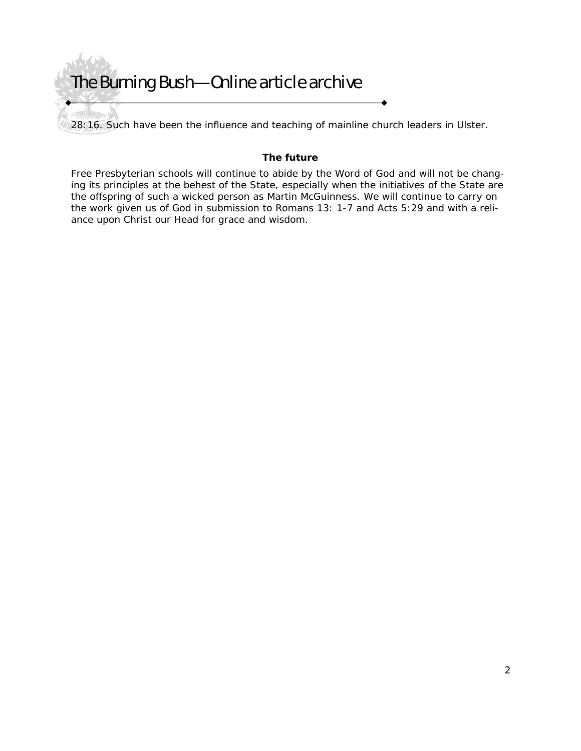28:16. Such have been the influence and teaching of mainline church leaders in Ulster.

**The future**

Free Presbyterian schools will continue to abide by the Word of God and will not be changing its principles at the behest of the State, especially when the initiatives of the State are the offspring of such a wicked person as Martin McGuinness. We will continue to carry on the work given us of God in submission to Romans 13: 1-7 and Acts 5:29 and with a reliance upon Christ our Head for grace and wisdom.